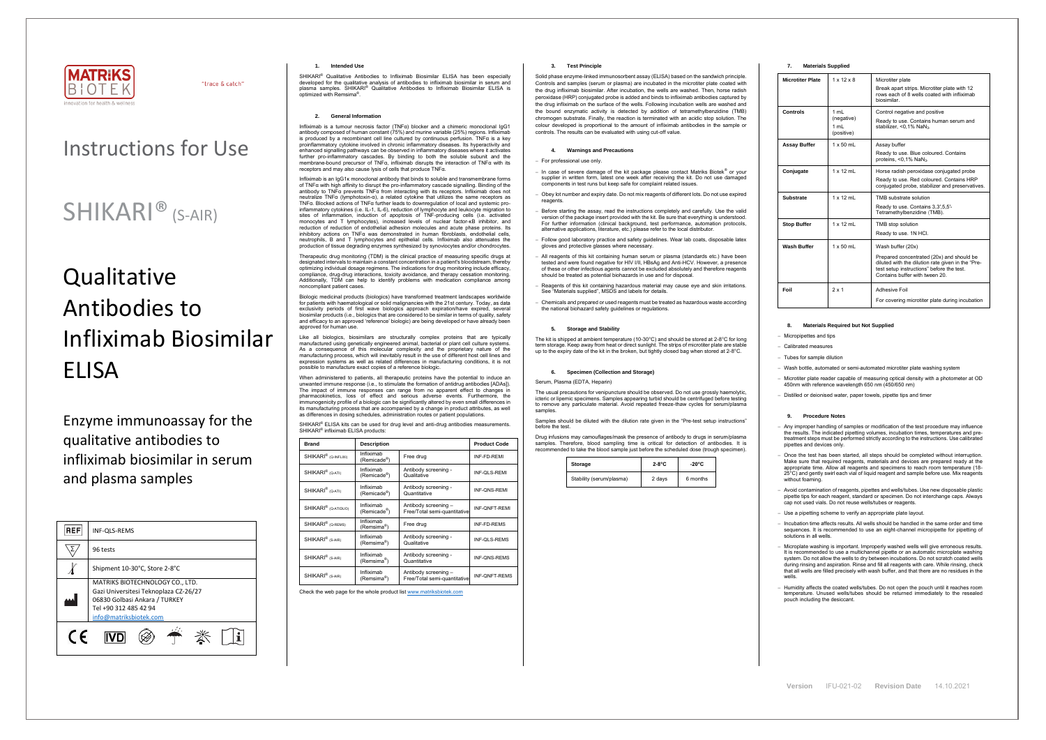MATRIKS BIOTEK
innovation for health & wellness

"trace & catch"

# Instructions for Use

# SHIKARI® (S-AIR)

# Qualitative Antibodies to Infliximab Biosimilar ELISA

Enzyme immunoassay for the qualitative antibodies to infliximab biosimilar in serum and plasma samples

| | |
|---|---|
| REF | INF-QLS-REMS |
| Σ | 96 tests |
| | Shipment 10-30°C, Store 2-8°C |
| | MATRIKS BIOTECHNOLOGY CO., LTD. Gazi Universitesi Teknoplaza CZ-26/27 06830 Golbasi Ankara / TURKEY Tel +90 312 485 42 94 info@matriksbiotek.com |

CE IVD

## 1. Intended Use

SHIKARI® Qualitative Antibodies to Infliximab Biosimilar ELISA has been especially developed for the qualitative analysis of antibodies to infliximab biosimilar in serum and plasma samples. SHIKARI® Qualitative Antibodies to Infliximab Biosimilar ELISA is optimized with Remsima®.

## 2. General Information

Infliximab is a tumour necrosis factor (TNFα) blocker and a chimeric monoclonal IgG1 antibody composed of human constant (75%) and murine variable (25%) regions. Infliximab is produced by a recombinant cell line cultured by continuous perfusion. TNFα is a key proinflammatory cytokine involved in chronic inflammatory diseases. Its hyperactivity and enhanced signalling pathways can be observed in inflammatory diseases where it activates further pro-inflammatory cascades. By binding to both the soluble subunit and the membrane-bound precursor of TNFα, infliximab disrupts the interaction of TNFα with its receptors and may also cause lysis of cells that produce TNFα.

Infliximab is an IgG1κ monoclonal antibody that binds to soluble and transmembrane forms of TNFα with high affinity to disrupt the pro-inflammatory cascade signalling. Binding of the antibody to TNFα prevents TNFα from interacting with its receptors. Infliximab does not neutralize TNFβ (lymphotoxin-α), a related cytokine that utilizes the same receptors as TNFα. Blocked actions of TNFα further leads to downregulation of local and systemic pro-inflammatory cytokines (i.e. IL-1, IL-6), reduction of lymphocyte and leukocyte migration to sites of inflammation, induction of apoptosis of TNF-producing cells (i.e. activated monocytes and T lymphocytes), increased levels of nuclear factor-κB inhibitor, and reduction of reduction of endothelial adhesion molecules and acute phase proteins. Its inhibitory actions on TNFα was demonstrated in human fibroblasts, endothelial cells, neutrophils, B and T lymphocytes and epithelial cells. Infliximab also attenuates the production of tissue degrading enzymes synthesized by synoviocytes and/or chondrocytes.

Therapeutic drug monitoring (TDM) is the clinical practice of measuring specific drugs at designated intervals to maintain a constant concentration in a patient's bloodstream, thereby optimizing individual dosage regimens. The indications for drug monitoring include efficacy, compliance, drug-drug interactions, toxicity avoidance, and therapy cessation monitoring. Additionally, TDM can help to identify problems with medication compliance among noncompliant patient cases.

Biologic medicinal products (biologics) have transformed treatment landscapes worldwide for patients with haematological or solid malignancies with the 21st century. Today, as data exclusivity periods of first wave biologics approach expiration/have expired, several biosimilar products (i.e., biologics that are considered to be similar in terms of quality, safety and efficacy to an approved 'reference' biologic) are being developed or have already been approved for human use.

Like all biologics, biosimilars are structurally complex proteins that are typically manufactured using genetically engineered animal, bacterial or plant cell culture systems. As a consequence of this molecular complexity and the proprietary nature of the manufacturing process, which will inevitably result in the use of different host cell lines and expression systems as well as related differences in manufacturing conditions, it is not possible to manufacture exact copies of a reference biologic.

When administered to patients, all therapeutic proteins have the potential to induce an unwanted immune response (i.e., to stimulate the formation of antidrug antibodies [ADAs]). The impact of immune responses can range from no apparent effect to changes in pharmacokinetics, loss of effect and serious adverse events. Furthermore, the immunogenicity profile of a biologic can be significantly altered by even small differences in its manufacturing process that are accompanied by a change in product attributes, as well as differences in dosing schedules, administration routes or patient populations.

SHIKARI® ELISA kits can be used for drug level and anti-drug antibodies measurements. SHIKARI® infliximab ELISA products:

| Brand | Description | | Product Code |
|---|---|---|---|
| SHIKARI® (Q-INFLIX) | Infliximab (Remicade®) | Free drug | INF-FD-REMI |
| SHIKARI® (Q-ATI) | Infliximab (Remicade®) | Antibody screening - Qualitative | INF-QLS-REMI |
| SHIKARI® (Q-ATI) | Infliximab (Remicade®) | Antibody screening - Quantitative | INF-QNS-REMI |
| SHIKARI® (Q-ATIDUO) | Infliximab (Remicade®) | Antibody screening – Free/Total semi-quantitative | INF-QNFT-REMI |
| SHIKARI® (Q-REMS) | Infliximab (Remsima®) | Free drug | INF-FD-REMS |
| SHIKARI® (S-AIR) | Infliximab (Remsima®) | Antibody screening - Qualitative | INF-QLS-REMS |
| SHIKARI® (S-AIR) | Infliximab (Remsima®) | Antibody screening - Quantitative | INF-QNS-REMS |
| SHIKARI® (S-AIR) | Infliximab (Remsima®) | Antibody screening – Free/Total semi-quantitative | INF-QNFT-REMS |

Check the web page for the whole product list www.matriksbiotek.com

## 3. Test Principle

Solid phase enzyme-linked immunosorbent assay (ELISA) based on the sandwich principle. Controls and samples (serum or plasma) are incubated in the microtiter plate coated with the drug infliximab biosimilar. After incubation, the wells are washed. Then, horse radish peroxidase (HRP) conjugated probe is added and binds to infliximab antibodies captured by the drug infliximab on the surface of the wells. Following incubation wells are washed and the bound enzymatic activity is detected by addition of tetramethylbenzidine (TMB) chromogen substrate. Finally, the reaction is terminated with an acidic stop solution. The colour developed is proportional to the amount of infliximab antibodies in the sample or controls. The results can be evaluated with using cut-off value.

## 4. Warnings and Precautions

- For professional use only.
- In case of severe damage of the kit package please contact Matriks Biotek® or your supplier in written form, latest one week after receiving the kit. Do not use damaged components in test runs but keep safe for complaint related issues.
- Obey lot number and expiry date. Do not mix reagents of different lots. Do not use expired reagents.
- Before starting the assay, read the instructions completely and carefully. Use the valid version of the package insert provided with the kit. Be sure that everything is understood. For further information (clinical background, test performance, automation protocols, alternative applications, literature, etc.) please refer to the local distributor.
- Follow good laboratory practice and safety guidelines. Wear lab coats, disposable latex gloves and protective glasses where necessary.
- All reagents of this kit containing human serum or plasma (standards etc.) have been tested and were found negative for HIV I/II, HBsAg and Anti-HCV. However, a presence of these or other infectious agents cannot be excluded absolutely and therefore reagents should be treated as potential biohazards in use and for disposal.
- Reagents of this kit containing hazardous material may cause eye and skin irritations. See "Materials supplied", MSDS and labels for details.
- Chemicals and prepared or used reagents must be treated as hazardous waste according the national biohazard safety guidelines or regulations.

## 5. Storage and Stability

The kit is shipped at ambient temperature (10-30°C) and should be stored at 2-8°C for long term storage. Keep away from heat or direct sunlight. The strips of microtiter plate are stable up to the expiry date of the kit in the broken, but tightly closed bag when stored at 2-8°C.

## 6. Specimen (Collection and Storage)

Serum, Plasma (EDTA, Heparin)

The usual precautions for venipuncture should be observed. Do not use grossly haemolytic, icteric or lipemic specimens. Samples appearing turbid should be centrifuged before testing to remove any particulate material. Avoid repeated freeze-thaw cycles for serum/plasma samples.

Samples should be diluted with the dilution rate given in the "Pre-test setup instructions" before the test.

Drug infusions may camouflages/mask the presence of antibody to drugs in serum/plasma samples. Therefore, blood sampling time is critical for detection of antibodies. It is recommended to take the blood sample just before the scheduled dose (trough specimen).

| Storage | 2-8°C | -20°C |
|---|---|---|
| Stability (serum/plasma) | 2 days | 6 months |

## 7. Materials Supplied

| | | |
|---|---|---|
| **Microtiter Plate** | 1 x 12 x 8 | Microtiter plate<br>Break apart strips. Microtiter plate with 12 rows each of 8 wells coated with infliximab biosimilar. |
| **Controls** | 1 mL (negative)<br>1 mL (positive) | Control negative and positive<br>Ready to use. Contains human serum and stabilizer, <0,1% $NaN_3$. |
| **Assay Buffer** | 1 x 50 mL | Assay buffer<br>Ready to use. Blue coloured. Contains proteins, <0,1% $NaN_3$. |
| **Conjugate** | 1 x 12 mL | Horse radish peroxidase conjugated probe<br>Ready to use. Red coloured. Contains HRP conjugated probe, stabilizer and preservatives. |
| **Substrate** | 1 x 12 mL | TMB substrate solution<br>Ready to use. Contains 3,3',5,5'-Tetramethylbenzidine (TMB). |
| **Stop Buffer** | 1 x 12 mL | TMB stop solution<br>Ready to use. 1N HCl. |
| **Wash Buffer** | 1 x 50 mL | Wash buffer (20x)<br>Prepared concentrated (20x) and should be diluted with the dilution rate given in the "Pre-test setup instructions" before the test. Contains buffer with tween 20. |
| **Foil** | 2 x 1 | Adhesive Foil<br>For covering microtiter plate during incubation |

## 8. Materials Required but Not Supplied

- Micropipettes and tips
- Calibrated measures
- Tubes for sample dilution
- Wash bottle, automated or semi-automated microtiter plate washing system
- Microtiter plate reader capable of measuring optical density with a photometer at OD 450nm with reference wavelength 650 nm (450/650 nm)
- Distilled or deionised water, paper towels, pipette tips and timer

## 9. Procedure Notes

- Any improper handling of samples or modification of the test procedure may influence the results. The indicated pipetting volumes, incubation times, temperatures and pre-treatment steps must be performed strictly according to the instructions. Use calibrated pipettes and devices only.
- Once the test has been started, all steps should be completed without interruption. Make sure that required reagents, materials and devices are prepared ready at the appropriate time. Allow all reagents and specimens to reach room temperature (18-25°C) and gently swirl each vial of liquid reagent and sample before use. Mix reagents without foaming.
- Avoid contamination of reagents, pipettes and wells/tubes. Use new disposable plastic pipette tips for each reagent, standard or specimen. Do not interchange caps. Always cap not used vials. Do not reuse wells/tubes or reagents.
- Use a pipetting scheme to verify an appropriate plate layout.
- Incubation time affects results. All wells should be handled in the same order and time sequences. It is recommended to use an eight-channel micropipette for pipetting of solutions in all wells.
- Microplate washing is important. Improperly washed wells will give erroneous results. It is recommended to use a multichannel pipette or an automatic microplate washing system. Do not allow the wells to dry between incubations. Do not scratch coated wells during rinsing and aspiration. Rinse and fill all reagents with care. While rinsing, check that all wells are filled precisely with wash buffer, and that there are no residues in the wells.
- Humidity affects the coated wells/tubes. Do not open the pouch until it reaches room temperature. Unused wells/tubes should be returned immediately to the resealed pouch including the desiccant.

Version IFU-021-02 Revision Date 14.10.2021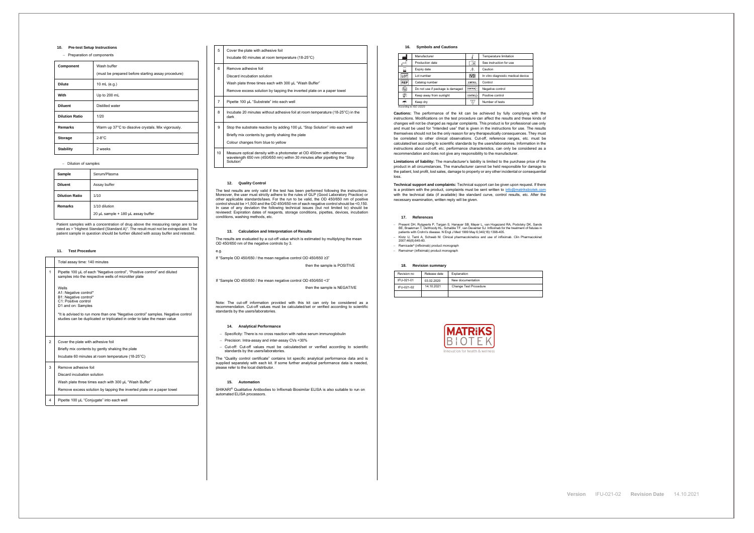#### 10. Pre-test Setup Instructions

– Preparation of components

| Component | Wash buffer (must be prepared before starting assay procedure) |
|---|---|
| **Dilute** | 10 mL (e.g.) |
| **With** | Up to 200 mL |
| **Diluent** | Distilled water |
| **Dilution Ratio** | 1/20 |
| **Remarks** | Warm up 37°C to dissolve crystals. Mix vigorously. |
| **Storage** | 2-8°C |
| **Stability** | 2 weeks |

– Dilution of samples

| Sample | Serum/Plasma |
|---|---|
| **Diluent** | Assay buffer |
| **Dilution Ratio** | 1/10 |
| **Remarks** | 1/10 dilution<br>20 µL sample + 180 µL assay buffer |

Patient samples with a concentration of drug above the measuring range are to be rated as > "Highest Standard (Standard A)". The result must not be extrapolated. The patient sample in question should be further diluted with assay buffer and retested.

#### 11. Test Procedure

| | Total assay time: 140 minutes |
|---|---|
| 1 | Pipette 100 µL of each "Negative control", "Positive control" and diluted samples into the respective wells of microtiter plate<br><br>Wells<br>A1: Negative control*<br>B1: Negative control*<br>C1: Positive control<br>D1 and on: Samples<br><br>*It is advised to run more than one "Negative control" samples. Negative control studies can be duplicated or triplicated in order to take the mean value |
| 2 | Cover the plate with adhesive foil<br>Briefly mix contents by gently shaking the plate<br>Incubate 60 minutes at room temperature (18-25°C) |
| 3 | Remove adhesive foil<br>Discard incubation solution<br>Wash plate three times each with 300 µL "Wash Buffer"<br>Remove excess solution by tapping the inverted plate on a paper towel |
| 4 | Pipette 100 µL "Conjugate" into each well |
| 5 | Cover the plate with adhesive foil<br>Incubate 60 minutes at room temperature (18-25°C) |
| 6 | Remove adhesive foil<br>Discard incubation solution<br>Wash plate three times each with 300 µL "Wash Buffer"<br>Remove excess solution by tapping the inverted plate on a paper towel |
| 7 | Pipette 100 µL "Substrate" into each well |
| 8 | Incubate 20 minutes without adhesive foil at room temperature (18-25°C) in the dark |
| 9 | Stop the substrate reaction by adding 100 µL "Stop Solution" into each well<br>Briefly mix contents by gently shaking the plate<br>Colour changes from blue to yellow |
| 10 | Measure optical density with a photometer at OD 450nm with reference wavelength 650 nm (450/650 nm) within 30 minutes after pipetting the "Stop Solution" |

#### 12. Quality Control

The test results are only valid if the test has been performed following the instructions. Moreover, the user must strictly adhere to the rules of GLP (Good Laboratory Practice) or other applicable standards/laws. For the run to be valid, the OD 450/650 nm of positive control should be >1,500 and the OD 450/650 nm of each negative control should be <0,150. In case of any deviation the following technical issues (but not limited to) should be reviewed: Expiration dates of reagents, storage conditions, pipettes, devices, incubation conditions, washing methods, etc.

#### 13. Calculation and Interpretation of Results

The results are evaluated by a cut-off value which is estimated by multiplying the mean OD 450/650 nm of the negative controls by 3.

e.g.

If "Sample OD 450/650 / the mean negative control OD 450/650 ≥3"

then the sample is POSITIVE

If "Sample OD 450/650 / the mean negative control OD 450/650 <3"

then the sample is NEGATIVE

Note: The cut-off information provided with this kit can only be considered as a recommendation. Cut-off values must be calculated/set or verified according to scientific standards by the users/laboratories.

#### 14. Analytical Performance

– Specificity: There is no cross reaction with native serum immunoglobulin
– Precision: Intra-assay and inter-assay CVs <30%
– Cut-off: Cut-off values must be calculated/set or verified according to scientific standards by the users/laboratories.

The "Quality control certificate" contains lot specific analytical performance data and is supplied separately with each kit. If some further analytical performance data is needed, please refer to the local distributor.

#### 15. Automation

SHIKARI® Qualitative Antibodies to Infliximab Biosimilar ELISA is also suitable to run on automated ELISA processors.

#### 16. Symbols and Cautions

| | | | |
|---|---|---|---|
| | Manufacturer | | Temperature limitation |
| | Production date | | See instruction for use |
| | Expiry date | | Caution |
| LOT | Lot number | IVD | In vitro diagnostic medical device |
| REF | Catalog number | CONTROL | Control |
| | Do not use if package is damaged | CONTROL − | Negative control |
| | Keep away from sunlight | CONTROL + | Positive control |
| | Keep dry | | Number of tests |

*According to ISO 15223*

**Cautions:** The performance of the kit can be achieved by fully complying with the instructions. Modifications on the test procedure can affect the results and these kinds of changes will not be charged as regular complaints. This product is for professional use only and must be used for "Intended use" that is given in the instructions for use. The results themselves should not be the only reason for any therapeutically consequences. They must be correlated to other clinical observations. Cut-off, reference ranges, etc. must be calculated/set according to scientific standards by the users/laboratories. Information in the instructions about cut-off, etc. performance characteristics, can only be considered as a recommendation and does not give any responsibility to the manufacturer.

**Limitations of liability:** The manufacturer's liability is limited to the purchase price of the product in all circumstances. The manufacturer cannot be held responsible for damage to the patient, lost profit, lost sales, damage to property or any other incidental or consequential loss.

**Technical support and complaints:** Technical support can be given upon request. If there is a problem with the product, complaints must be sent written to info@matriksbiotek.com with the technical data (if available) like standard curve, control results, etc. After the necessary examination, written reply will be given.

#### 17. References

– Present DH, Rutgeerts P, Targan S, Hanauer SB, Mayer L, van Hogezand RA, Podolsky DK, Sands BE, Braakman T, DeWoody KL, Schaible TF, van Deventer SJ. Infliximab for the treatment of fistulas in patients with Crohn's disease. N Engl J Med 1999 May 6;340(18):1398-405.
– Klotz U, Teml A, Schwab M. Clinical pharmacokinetics and use of infliximab. Clin Pharmacokinet 2007;46(8):645-60.
– Remicade® (infliximab) product monograph
– Remsima® (infliximab) product monograph

#### 18. Revision summary

| Revision no | Release date | Explanation |
|---|---|---|
| IFU-021-01 | 03.02.2020 | New documentation |
| IFU-021-02 | 14.10.2021 | Change Test Procedure |
| | | |

MATRIKS BIOTEK
Innovation for health & wellness